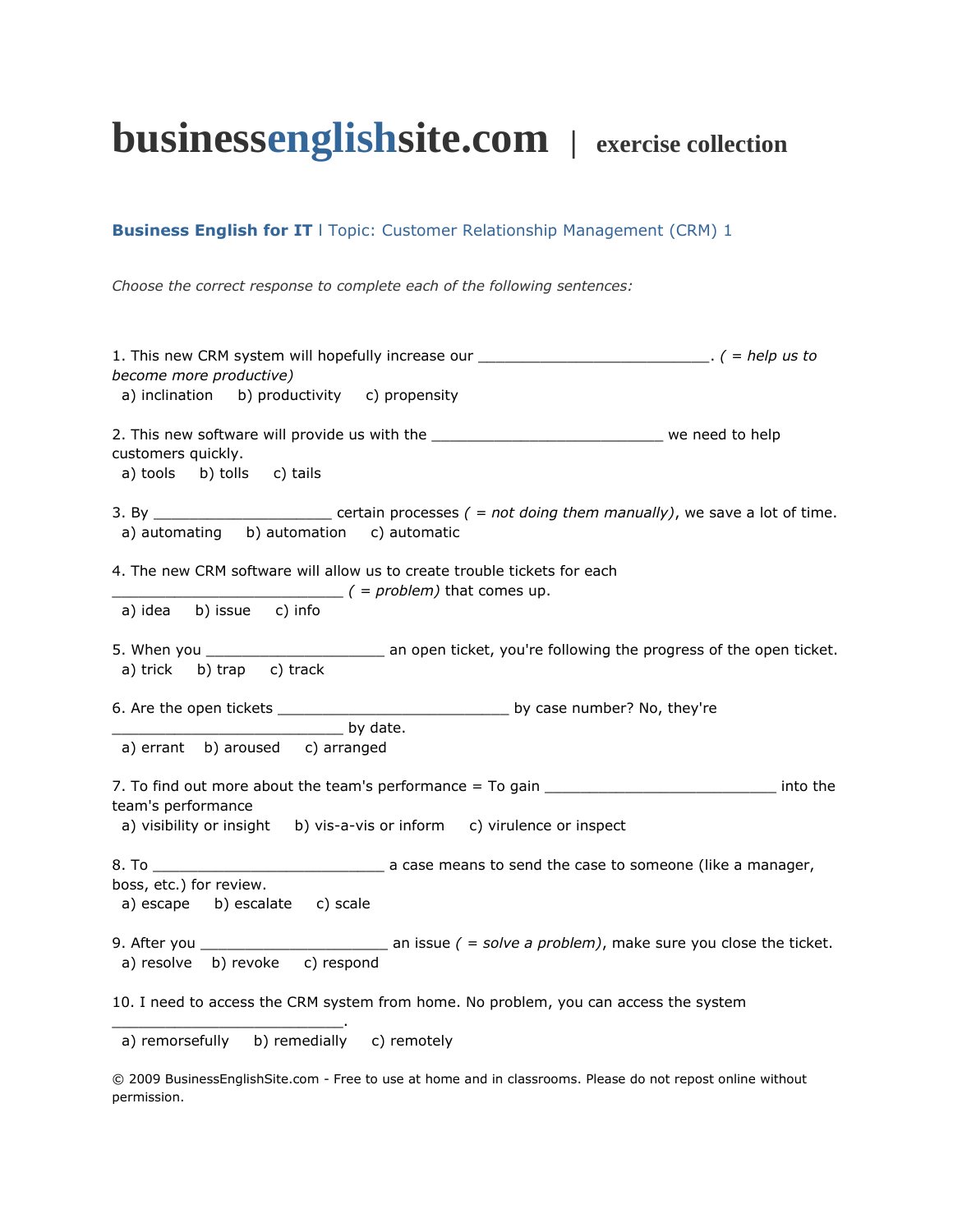# businessenglishsite.com | exercise collection

**Business English for IT** l Topic: Customer Relationship Management (CRM) 1

*Choose the correct response to complete each of the following sentences:*

1. This new CRM system will hopefully increase our ___________________________. *( = help us to become more productive)*
   a) inclination  b) productivity  c) propensity

2. This new software will provide us with the ___________________________ we need to help customers quickly.
   a) tools  b) tolls  c) tails

3. By _____________________ certain processes *( = not doing them manually)*, we save a lot of time.
   a) automating  b) automation  c) automatic

4. The new CRM software will allow us to create trouble tickets for each ___________________________ *( = problem)* that comes up.
   a) idea  b) issue  c) info

5. When you _____________________ an open ticket, you're following the progress of the open ticket.
   a) trick  b) trap  c) track

6. Are the open tickets ___________________________ by case number? No, they're ___________________________ by date.
   a) errant  b) aroused  c) arranged

7. To find out more about the team's performance = To gain ___________________________ into the team's performance
   a) visibility or insight  b) vis-a-vis or inform  c) virulence or inspect

8. To ___________________________ a case means to send the case to someone (like a manager, boss, etc.) for review.
   a) escape  b) escalate  c) scale

9. After you ______________________ an issue *( = solve a problem)*, make sure you close the ticket.
   a) resolve  b) revoke  c) respond

10. I need to access the CRM system from home. No problem, you can access the system ___________________________.
    a) remorsefully  b) remedially  c) remotely

© 2009 BusinessEnglishSite.com - Free to use at home and in classrooms. Please do not repost online without permission.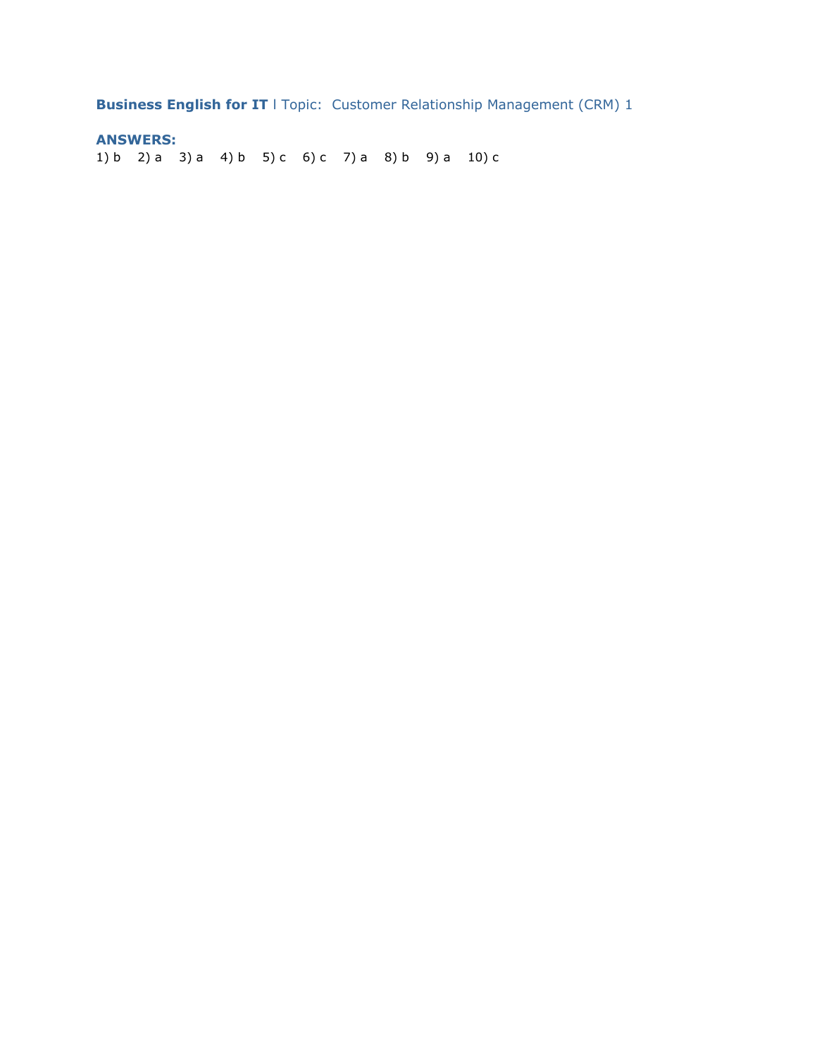**Business English for IT** l Topic: Customer Relationship Management (CRM) 1

**ANSWERS:**

1) b 2) a 3) a 4) b 5) c 6) c 7) a 8) b 9) a 10) c